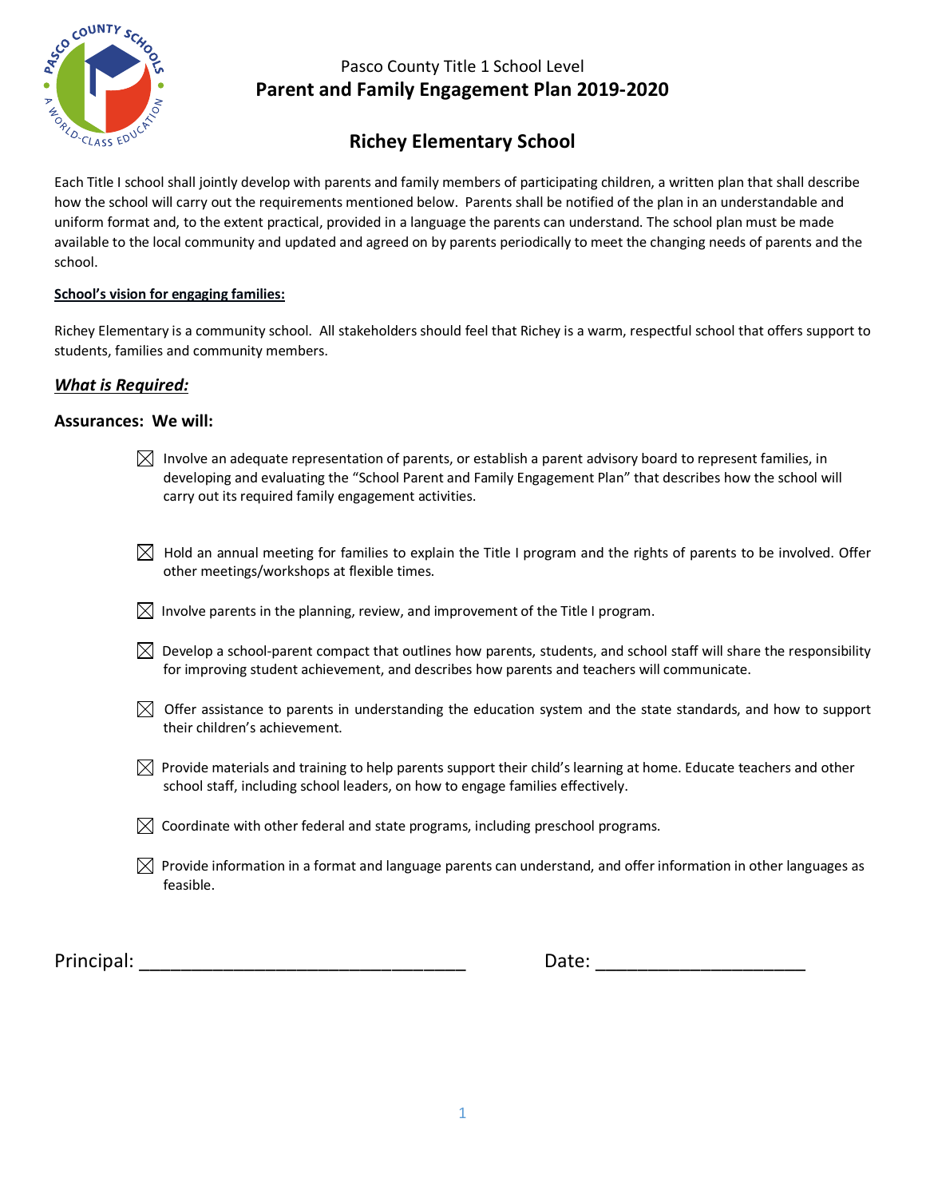Pasco County Title 1 School Level

# Parent and Family Engagement Plan 2019-2020

## Richey Elementary School

Each Title I school shall jointly develop with parents and family members of participating children, a written plan that shall describe how the school will carry out the requirements mentioned below. Parents shall be notified of the plan in an understandable and uniform format and, to the extent practical, provided in a language the parents can understand. The school plan must be made available to the local community and updated and agreed on by parents periodically to meet the changing needs of parents and the school.

**School's vision for engaging families:**

Richey Elementary is a community school. All stakeholders should feel that Richey is a warm, respectful school that offers support to students, families and community members.

### ***What is Required:***

### Assurances: We will:

- ☒ Involve an adequate representation of parents, or establish a parent advisory board to represent families, in developing and evaluating the "School Parent and Family Engagement Plan" that describes how the school will carry out its required family engagement activities.
- ☒ Hold an annual meeting for families to explain the Title I program and the rights of parents to be involved. Offer other meetings/workshops at flexible times.
- ☒ Involve parents in the planning, review, and improvement of the Title I program.
- ☒ Develop a school-parent compact that outlines how parents, students, and school staff will share the responsibility for improving student achievement, and describes how parents and teachers will communicate.
- ☒ Offer assistance to parents in understanding the education system and the state standards, and how to support their children's achievement.
- ☒ Provide materials and training to help parents support their child's learning at home. Educate teachers and other school staff, including school leaders, on how to engage families effectively.
- ☒ Coordinate with other federal and state programs, including preschool programs.
- ☒ Provide information in a format and language parents can understand, and offer information in other languages as feasible.

Principal: ________________________________ Date: ____________________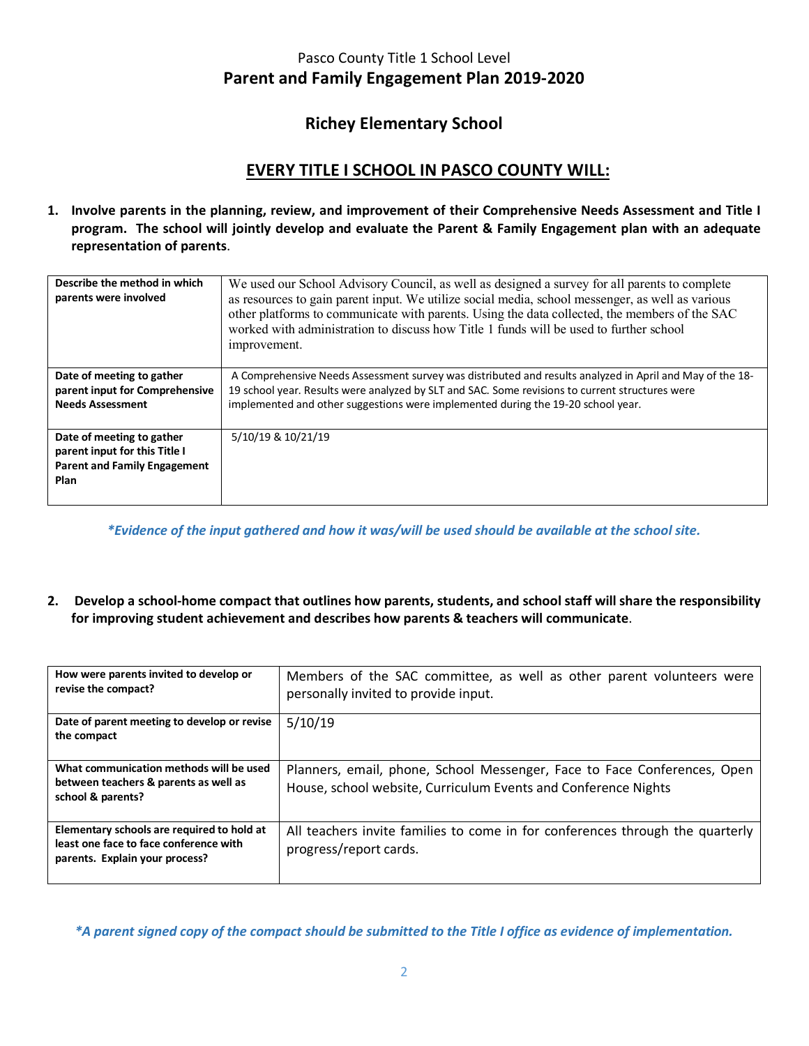Pasco County Title 1 School Level
# Parent and Family Engagement Plan 2019-2020

## Richey Elementary School

## EVERY TITLE I SCHOOL IN PASCO COUNTY WILL:

1. **Involve parents in the planning, review, and improvement of their Comprehensive Needs Assessment and Title I program. The school will jointly develop and evaluate the Parent & Family Engagement plan with an adequate representation of parents**.

| | |
|---|---|
| **Describe the method in which parents were involved** | We used our School Advisory Council, as well as designed a survey for all parents to complete as resources to gain parent input. We utilize social media, school messenger, as well as various other platforms to communicate with parents. Using the data collected, the members of the SAC worked with administration to discuss how Title 1 funds will be used to further school improvement. |
| **Date of meeting to gather parent input for Comprehensive Needs Assessment** | A Comprehensive Needs Assessment survey was distributed and results analyzed in April and May of the 18-19 school year. Results were analyzed by SLT and SAC. Some revisions to current structures were implemented and other suggestions were implemented during the 19-20 school year. |
| **Date of meeting to gather parent input for this Title I Parent and Family Engagement Plan** | 5/10/19 & 10/21/19 |

*\*Evidence of the input gathered and how it was/will be used should be available at the school site.*

2. **Develop a school-home compact that outlines how parents, students, and school staff will share the responsibility for improving student achievement and describes how parents & teachers will communicate**.

| | |
|---|---|
| **How were parents invited to develop or revise the compact?** | Members of the SAC committee, as well as other parent volunteers were personally invited to provide input. |
| **Date of parent meeting to develop or revise the compact** | 5/10/19 |
| **What communication methods will be used between teachers & parents as well as school & parents?** | Planners, email, phone, School Messenger, Face to Face Conferences, Open House, school website, Curriculum Events and Conference Nights |
| **Elementary schools are required to hold at least one face to face conference with parents. Explain your process?** | All teachers invite families to come in for conferences through the quarterly progress/report cards. |

*\*A parent signed copy of the compact should be submitted to the Title I office as evidence of implementation.*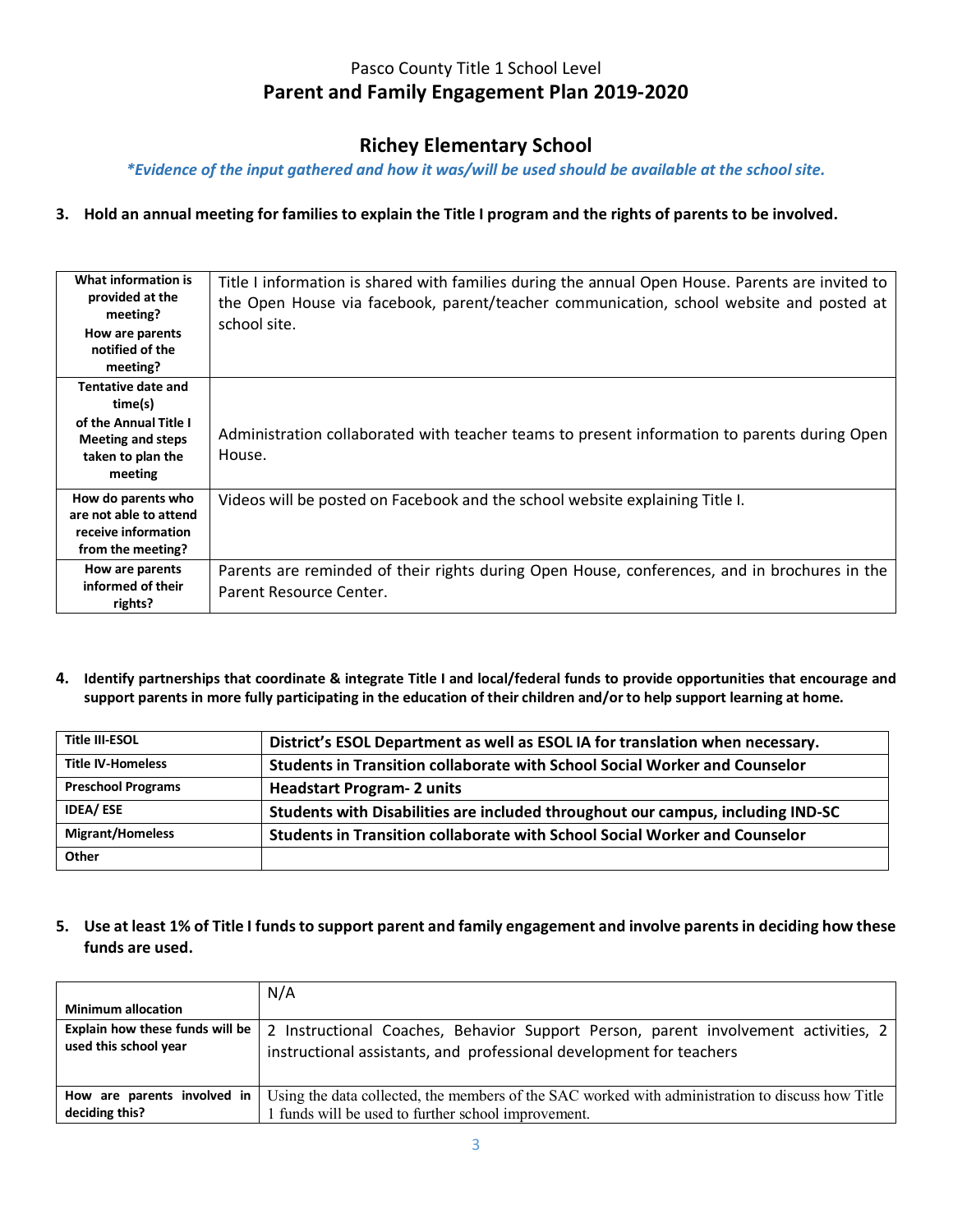Pasco County Title 1 School Level

# Parent and Family Engagement Plan 2019-2020

## Richey Elementary School

*\*Evidence of the input gathered and how it was/will be used should be available at the school site.*

**3. Hold an annual meeting for families to explain the Title I program and the rights of parents to be involved.**

| | |
|---|---|
| **What information is provided at the meeting? How are parents notified of the meeting?** | Title I information is shared with families during the annual Open House. Parents are invited to the Open House via facebook, parent/teacher communication, school website and posted at school site. |
| **Tentative date and time(s) of the Annual Title I Meeting and steps taken to plan the meeting** | Administration collaborated with teacher teams to present information to parents during Open House. |
| **How do parents who are not able to attend receive information from the meeting?** | Videos will be posted on Facebook and the school website explaining Title I. |
| **How are parents informed of their rights?** | Parents are reminded of their rights during Open House, conferences, and in brochures in the Parent Resource Center. |

**4. Identify partnerships that coordinate & integrate Title I and local/federal funds to provide opportunities that encourage and support parents in more fully participating in the education of their children and/or to help support learning at home.**

| | |
|---|---|
| **Title III-ESOL** | **District's ESOL Department as well as ESOL IA for translation when necessary.** |
| **Title IV-Homeless** | **Students in Transition collaborate with School Social Worker and Counselor** |
| **Preschool Programs** | **Headstart Program- 2 units** |
| **IDEA/ ESE** | **Students with Disabilities are included throughout our campus, including IND-SC** |
| **Migrant/Homeless** | **Students in Transition collaborate with School Social Worker and Counselor** |
| **Other** | |

**5. Use at least 1% of Title I funds to support parent and family engagement and involve parents in deciding how these funds are used.**

| | |
|---|---|
| **Minimum allocation** | N/A |
| **Explain how these funds will be used this school year** | 2 Instructional Coaches, Behavior Support Person, parent involvement activities, 2 instructional assistants, and professional development for teachers |
| **How are parents involved in deciding this?** | Using the data collected, the members of the SAC worked with administration to discuss how Title 1 funds will be used to further school improvement. |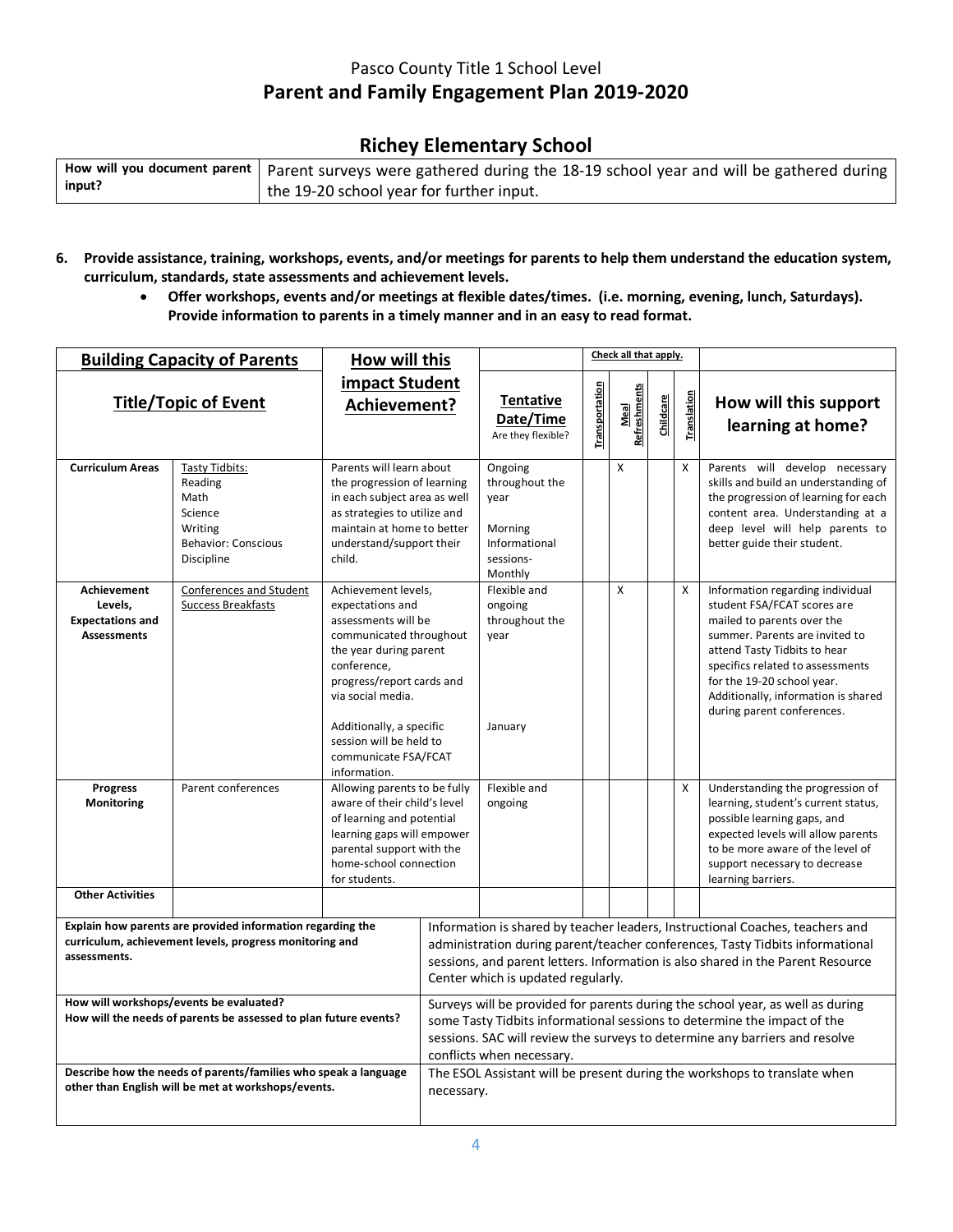Pasco County Title 1 School Level

# Parent and Family Engagement Plan 2019-2020

## Richey Elementary School

| **How will you document parent input?** | Parent surveys were gathered during the 18-19 school year and will be gathered during the 19-20 school year for further input. |
|---|---|

6. **Provide assistance, training, workshops, events, and/or meetings for parents to help them understand the education system, curriculum, standards, state assessments and achievement levels.**
   - **Offer workshops, events and/or meetings at flexible dates/times. (i.e. morning, evening, lunch, Saturdays). Provide information to parents in a timely manner and in an easy to read format.**

| **Building Capacity of Parents** | | **How will this impact Student Achievement?** | | Check all that apply. | | | | |
|---|---|---|---|---|---|---|---|---|
| **Title/Topic of Event** | | | **Tentative Date/Time** Are they flexible? | **Transportation** | **Meal Refreshments** | **Childcare** | **Translation** | **How will this support learning at home?** |
| **Curriculum Areas** | Tasty Tidbits: Reading Math Science Writing Behavior: Conscious Discipline | Parents will learn about the progression of learning in each subject area as well as strategies to utilize and maintain at home to better understand/support their child. | Ongoing throughout the year<br><br>Morning Informational sessions- Monthly | | X | | X | Parents will develop necessary skills and build an understanding of the progression of learning for each content area. Understanding at a deep level will help parents to better guide their student. |
| **Achievement Levels, Expectations and Assessments** | Conferences and Student Success Breakfasts | Achievement levels, expectations and assessments will be communicated throughout the year during parent conference, progress/report cards and via social media.<br><br>Additionally, a specific session will be held to communicate FSA/FCAT information. | Flexible and ongoing throughout the year<br><br>January | | X | | X | Information regarding individual student FSA/FCAT scores are mailed to parents over the summer. Parents are invited to attend Tasty Tidbits to hear specifics related to assessments for the 19-20 school year. Additionally, information is shared during parent conferences. |
| **Progress Monitoring** | Parent conferences | Allowing parents to be fully aware of their child's level of learning and potential learning gaps will empower parental support with the home-school connection for students. | Flexible and ongoing | | | | X | Understanding the progression of learning, student's current status, possible learning gaps, and expected levels will allow parents to be more aware of the level of support necessary to decrease learning barriers. |
| **Other Activities** | | | | | | | | |

| | |
|---|---|
| **Explain how parents are provided information regarding the curriculum, achievement levels, progress monitoring and assessments.** | Information is shared by teacher leaders, Instructional Coaches, teachers and administration during parent/teacher conferences, Tasty Tidbits informational sessions, and parent letters. Information is also shared in the Parent Resource Center which is updated regularly. |
| **How will workshops/events be evaluated? How will the needs of parents be assessed to plan future events?** | Surveys will be provided for parents during the school year, as well as during some Tasty Tidbits informational sessions to determine the impact of the sessions. SAC will review the surveys to determine any barriers and resolve conflicts when necessary. |
| **Describe how the needs of parents/families who speak a language other than English will be met at workshops/events.** | The ESOL Assistant will be present during the workshops to translate when necessary. |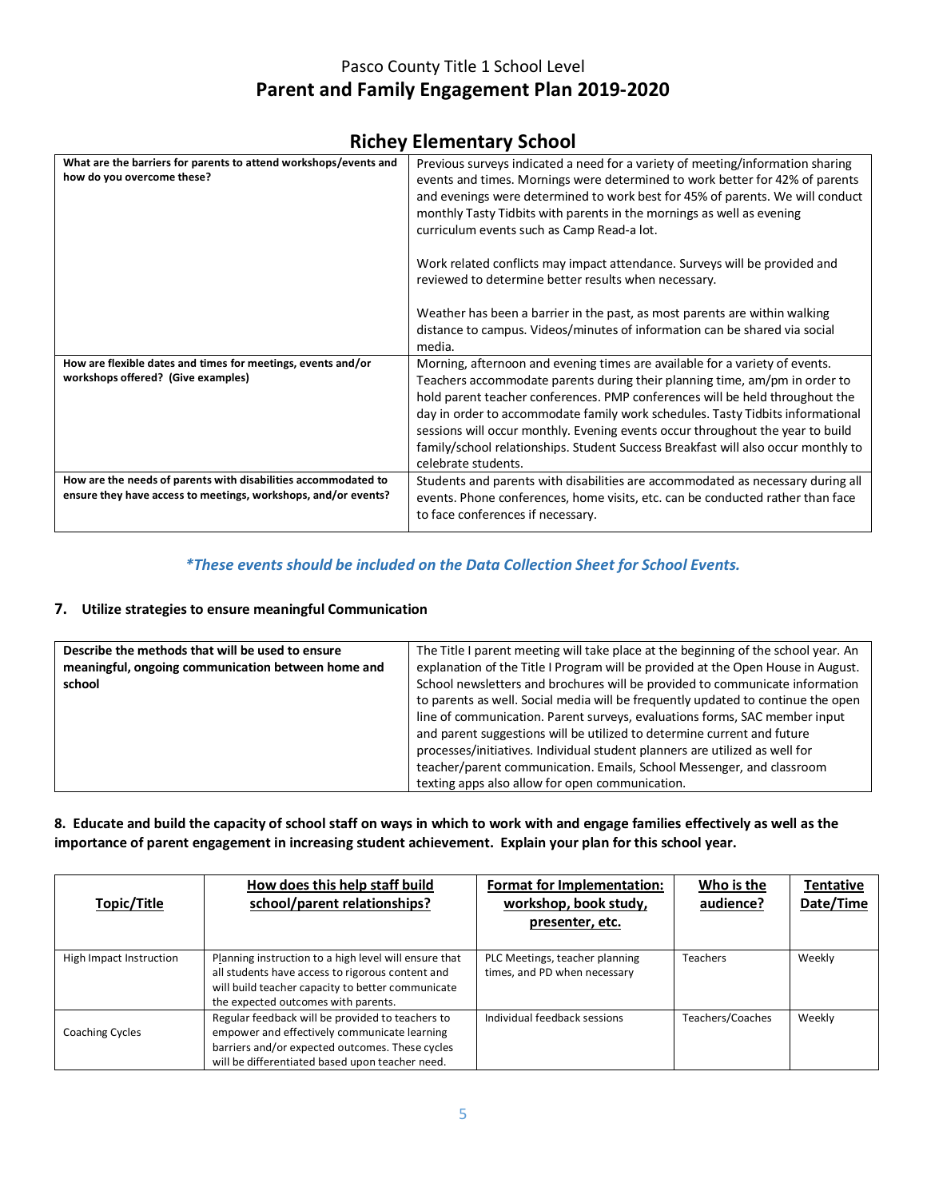Pasco County Title 1 School Level

# Parent and Family Engagement Plan 2019-2020

## Richey Elementary School

| | |
|---|---|
| **What are the barriers for parents to attend workshops/events and how do you overcome these?** | Previous surveys indicated a need for a variety of meeting/information sharing events and times. Mornings were determined to work better for 42% of parents and evenings were determined to work best for 45% of parents. We will conduct monthly Tasty Tidbits with parents in the mornings as well as evening curriculum events such as Camp Read-a lot.<br><br>Work related conflicts may impact attendance. Surveys will be provided and reviewed to determine better results when necessary.<br><br>Weather has been a barrier in the past, as most parents are within walking distance to campus. Videos/minutes of information can be shared via social media. |
| **How are flexible dates and times for meetings, events and/or workshops offered? (Give examples)** | Morning, afternoon and evening times are available for a variety of events. Teachers accommodate parents during their planning time, am/pm in order to hold parent teacher conferences. PMP conferences will be held throughout the day in order to accommodate family work schedules. Tasty Tidbits informational sessions will occur monthly. Evening events occur throughout the year to build family/school relationships. Student Success Breakfast will also occur monthly to celebrate students. |
| **How are the needs of parents with disabilities accommodated to ensure they have access to meetings, workshops, and/or events?** | Students and parents with disabilities are accommodated as necessary during all events. Phone conferences, home visits, etc. can be conducted rather than face to face conferences if necessary. |

***These events should be included on the Data Collection Sheet for School Events.***

### 7. Utilize strategies to ensure meaningful Communication

| | |
|---|---|
| **Describe the methods that will be used to ensure meaningful, ongoing communication between home and school** | The Title I parent meeting will take place at the beginning of the school year. An explanation of the Title I Program will be provided at the Open House in August. School newsletters and brochures will be provided to communicate information to parents as well. Social media will be frequently updated to continue the open line of communication. Parent surveys, evaluations forms, SAC member input and parent suggestions will be utilized to determine current and future processes/initiatives. Individual student planners are utilized as well for teacher/parent communication. Emails, School Messenger, and classroom texting apps also allow for open communication. |

### 8. Educate and build the capacity of school staff on ways in which to work with and engage families effectively as well as the importance of parent engagement in increasing student achievement. Explain your plan for this school year.

| Topic/Title | How does this help staff build school/parent relationships? | Format for Implementation: workshop, book study, presenter, etc. | Who is the audience? | Tentative Date/Time |
|---|---|---|---|---|
| High Impact Instruction | Planning instruction to a high level will ensure that all students have access to rigorous content and will build teacher capacity to better communicate the expected outcomes with parents. | PLC Meetings, teacher planning times, and PD when necessary | Teachers | Weekly |
| Coaching Cycles | Regular feedback will be provided to teachers to empower and effectively communicate learning barriers and/or expected outcomes. These cycles will be differentiated based upon teacher need. | Individual feedback sessions | Teachers/Coaches | Weekly |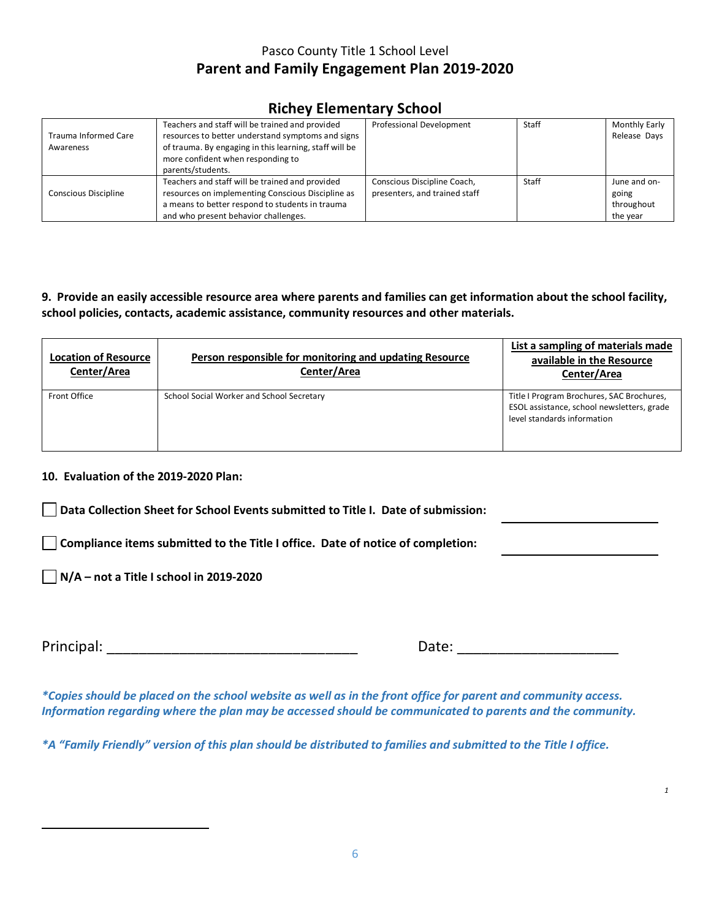Pasco County Title 1 School Level
**Parent and Family Engagement Plan 2019-2020**

## Richey Elementary School

| | | | | |
|---|---|---|---|---|
| Trauma Informed Care Awareness | Teachers and staff will be trained and provided resources to better understand symptoms and signs of trauma. By engaging in this learning, staff will be more confident when responding to parents/students. | Professional Development | Staff | Monthly Early Release Days |
| Conscious Discipline | Teachers and staff will be trained and provided resources on implementing Conscious Discipline as a means to better respond to students in trauma and who present behavior challenges. | Conscious Discipline Coach, presenters, and trained staff | Staff | June and on-going throughout the year |

**9. Provide an easily accessible resource area where parents and families can get information about the school facility, school policies, contacts, academic assistance, community resources and other materials.**

| Location of Resource Center/Area | Person responsible for monitoring and updating Resource Center/Area | List a sampling of materials made available in the Resource Center/Area |
|---|---|---|
| Front Office | School Social Worker and School Secretary | Title I Program Brochures, SAC Brochures, ESOL assistance, school newsletters, grade level standards information |

**10. Evaluation of the 2019-2020 Plan:**

☐ **Data Collection Sheet for School Events submitted to Title I. Date of submission:** ____________________

☐ **Compliance items submitted to the Title I office. Date of notice of completion:** ____________________

☐ **N/A – not a Title I school in 2019-2020**

Principal: ________________________________ Date: ____________________

***Copies should be placed on the school website as well as in the front office for parent and community access. Information regarding where the plan may be accessed should be communicated to parents and the community.***

***A "Family Friendly" version of this plan should be distributed to families and submitted to the Title I office.***

1